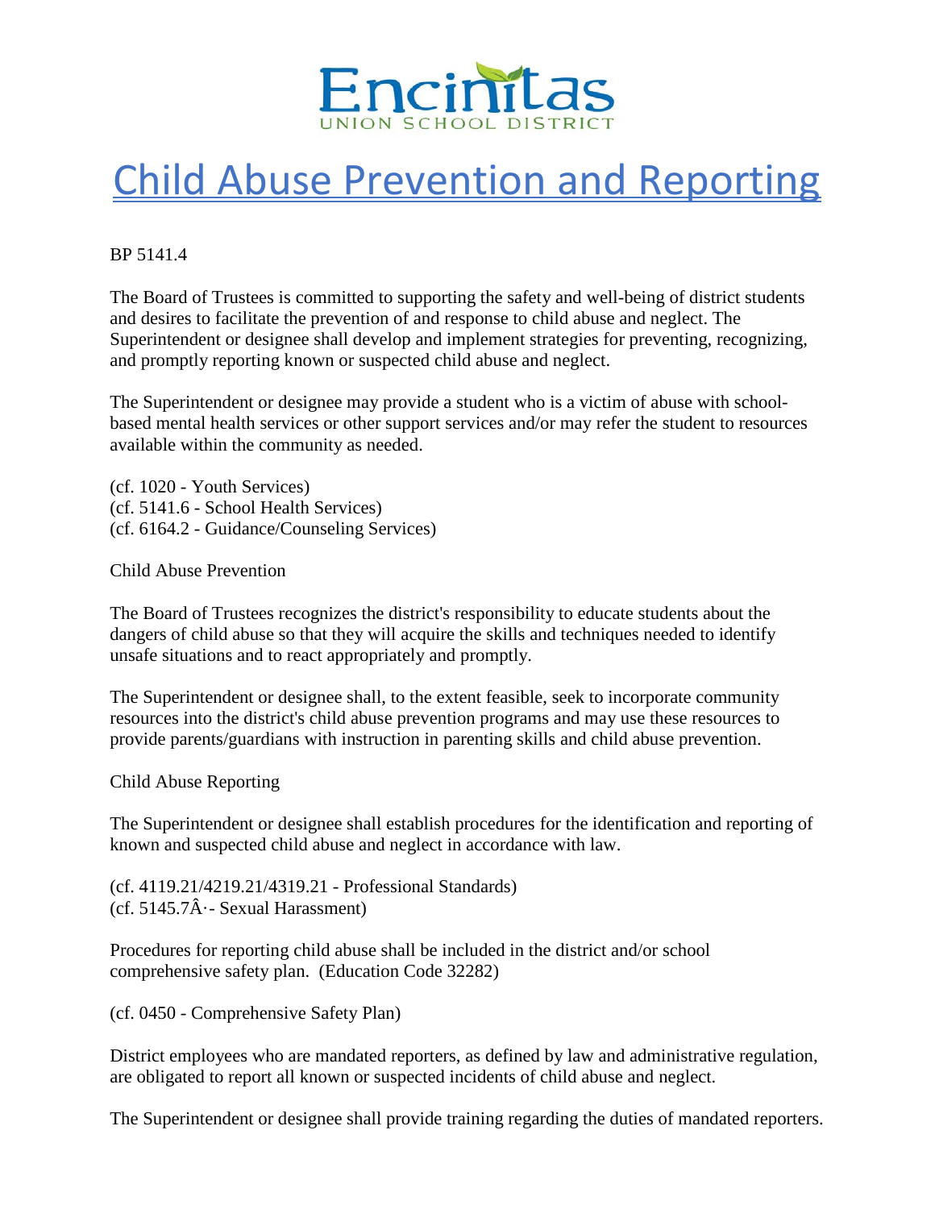Encinitas
UNION SCHOOL DISTRICT

# Child Abuse Prevention and Reporting

BP 5141.4

The Board of Trustees is committed to supporting the safety and well-being of district students and desires to facilitate the prevention of and response to child abuse and neglect. The Superintendent or designee shall develop and implement strategies for preventing, recognizing, and promptly reporting known or suspected child abuse and neglect.

The Superintendent or designee may provide a student who is a victim of abuse with school-based mental health services or other support services and/or may refer the student to resources available within the community as needed.

(cf. 1020 - Youth Services)
(cf. 5141.6 - School Health Services)
(cf. 6164.2 - Guidance/Counseling Services)

Child Abuse Prevention

The Board of Trustees recognizes the district's responsibility to educate students about the dangers of child abuse so that they will acquire the skills and techniques needed to identify unsafe situations and to react appropriately and promptly.

The Superintendent or designee shall, to the extent feasible, seek to incorporate community resources into the district's child abuse prevention programs and may use these resources to provide parents/guardians with instruction in parenting skills and child abuse prevention.

Child Abuse Reporting

The Superintendent or designee shall establish procedures for the identification and reporting of known and suspected child abuse and neglect in accordance with law.

(cf. 4119.21/4219.21/4319.21 - Professional Standards)
(cf. 5145.7Â·- Sexual Harassment)

Procedures for reporting child abuse shall be included in the district and/or school comprehensive safety plan. (Education Code 32282)

(cf. 0450 - Comprehensive Safety Plan)

District employees who are mandated reporters, as defined by law and administrative regulation, are obligated to report all known or suspected incidents of child abuse and neglect.

The Superintendent or designee shall provide training regarding the duties of mandated reporters.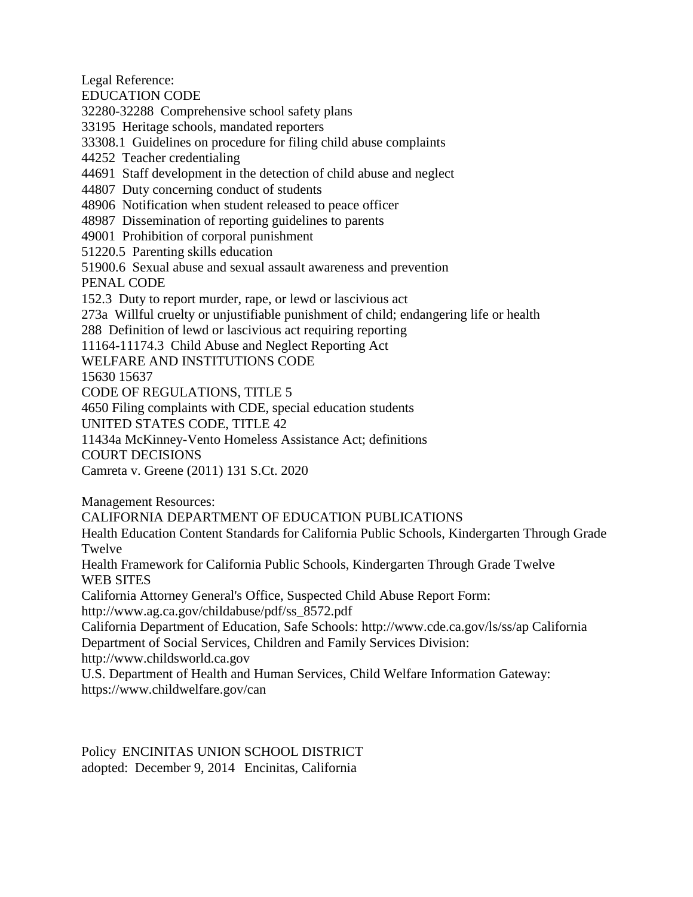Legal Reference:
EDUCATION CODE
32280-32288  Comprehensive school safety plans
33195  Heritage schools, mandated reporters
33308.1  Guidelines on procedure for filing child abuse complaints
44252  Teacher credentialing
44691  Staff development in the detection of child abuse and neglect
44807  Duty concerning conduct of students
48906  Notification when student released to peace officer
48987  Dissemination of reporting guidelines to parents
49001  Prohibition of corporal punishment
51220.5  Parenting skills education
51900.6  Sexual abuse and sexual assault awareness and prevention
PENAL CODE
152.3  Duty to report murder, rape, or lewd or lascivious act
273a  Willful cruelty or unjustifiable punishment of child; endangering life or health
288  Definition of lewd or lascivious act requiring reporting
11164-11174.3  Child Abuse and Neglect Reporting Act
WELFARE AND INSTITUTIONS CODE
15630 15637
CODE OF REGULATIONS, TITLE 5
4650 Filing complaints with CDE, special education students
UNITED STATES CODE, TITLE 42
11434a McKinney-Vento Homeless Assistance Act; definitions
COURT DECISIONS
Camreta v. Greene (2011) 131 S.Ct. 2020

Management Resources:
CALIFORNIA DEPARTMENT OF EDUCATION PUBLICATIONS
Health Education Content Standards for California Public Schools, Kindergarten Through Grade Twelve
Health Framework for California Public Schools, Kindergarten Through Grade Twelve
WEB SITES
California Attorney General's Office, Suspected Child Abuse Report Form: http://www.ag.ca.gov/childabuse/pdf/ss_8572.pdf
California Department of Education, Safe Schools: http://www.cde.ca.gov/ls/ss/ap California Department of Social Services, Children and Family Services Division: http://www.childsworld.ca.gov
U.S. Department of Health and Human Services, Child Welfare Information Gateway: https://www.childwelfare.gov/can

Policy  ENCINITAS UNION SCHOOL DISTRICT
adopted:  December 9, 2014   Encinitas, California